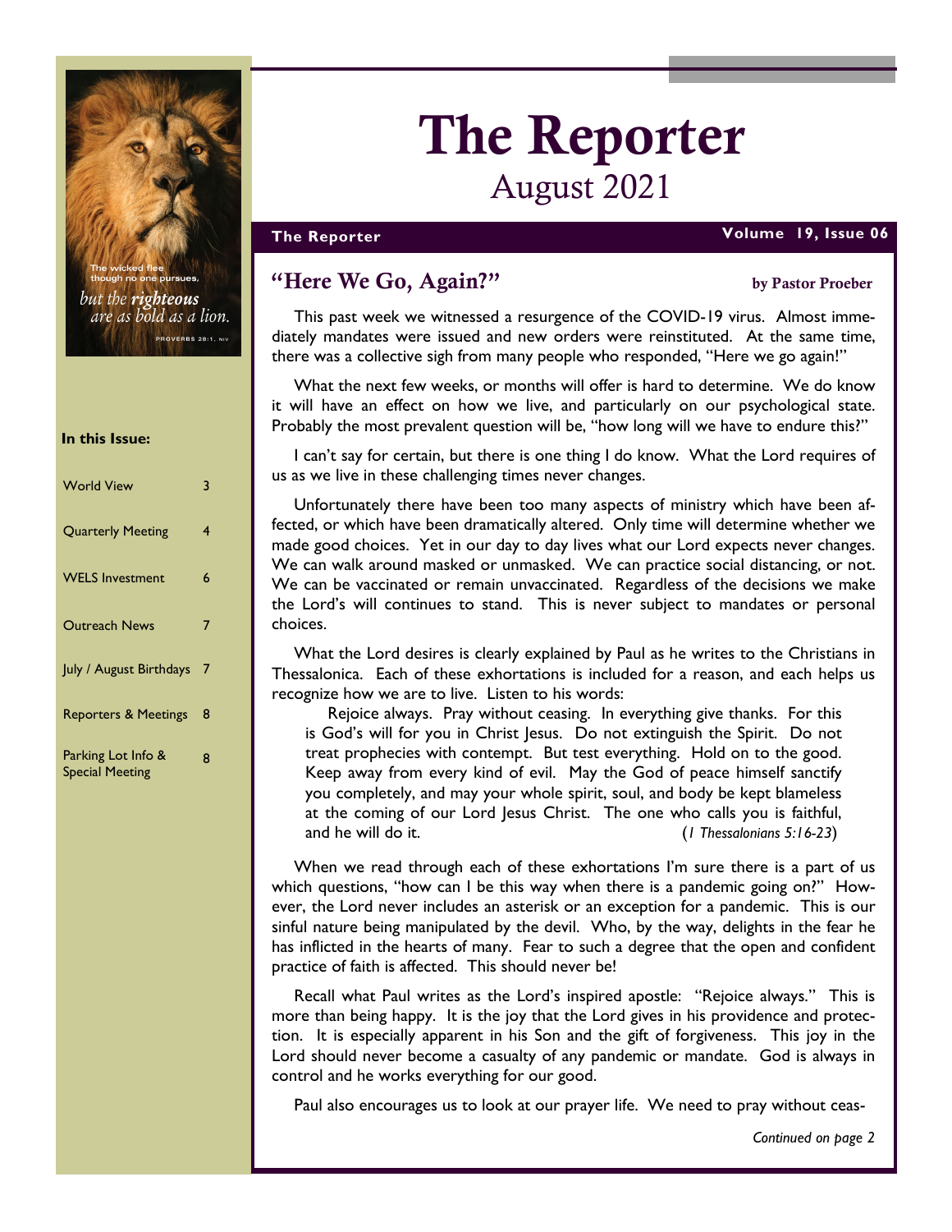# The Reporter

## August 2021

The wicked flee though no one pursues, *but the **righteous** are as bold as a lion.*

PROVERBS 28:1, NIV

**In this Issue:**

| | |
|---|---|
| World View | 3 |
| Quarterly Meeting | 4 |
| WELS Investment | 6 |
| Outreach News | 7 |
| July / August Birthdays | 7 |
| Reporters & Meetings | 8 |
| Parking Lot Info & Special Meeting | 8 |

## "Here We Go, Again?"

**by Pastor Proeber**

This past week we witnessed a resurgence of the COVID-19 virus. Almost immediately mandates were issued and new orders were reinstituted. At the same time, there was a collective sigh from many people who responded, "Here we go again!"

What the next few weeks, or months will offer is hard to determine. We do know it will have an effect on how we live, and particularly on our psychological state. Probably the most prevalent question will be, "how long will we have to endure this?"

I can't say for certain, but there is one thing I do know. What the Lord requires of us as we live in these challenging times never changes.

Unfortunately there have been too many aspects of ministry which have been affected, or which have been dramatically altered. Only time will determine whether we made good choices. Yet in our day to day lives what our Lord expects never changes. We can walk around masked or unmasked. We can practice social distancing, or not. We can be vaccinated or remain unvaccinated. Regardless of the decisions we make the Lord's will continues to stand. This is never subject to mandates or personal choices.

What the Lord desires is clearly explained by Paul as he writes to the Christians in Thessalonica. Each of these exhortations is included for a reason, and each helps us recognize how we are to live. Listen to his words:

> Rejoice always. Pray without ceasing. In everything give thanks. For this is God's will for you in Christ Jesus. Do not extinguish the Spirit. Do not treat prophecies with contempt. But test everything. Hold on to the good. Keep away from every kind of evil. May the God of peace himself sanctify you completely, and may your whole spirit, soul, and body be kept blameless at the coming of our Lord Jesus Christ. The one who calls you is faithful, and he will do it. (*1 Thessalonians 5:16-23*)

When we read through each of these exhortations I'm sure there is a part of us which questions, "how can I be this way when there is a pandemic going on?" However, the Lord never includes an asterisk or an exception for a pandemic. This is our sinful nature being manipulated by the devil. Who, by the way, delights in the fear he has inflicted in the hearts of many. Fear to such a degree that the open and confident practice of faith is affected. This should never be!

Recall what Paul writes as the Lord's inspired apostle: "Rejoice always." This is more than being happy. It is the joy that the Lord gives in his providence and protection. It is especially apparent in his Son and the gift of forgiveness. This joy in the Lord should never become a casualty of any pandemic or mandate. God is always in control and he works everything for our good.

Paul also encourages us to look at our prayer life. We need to pray without ceas-

*Continued on page 2*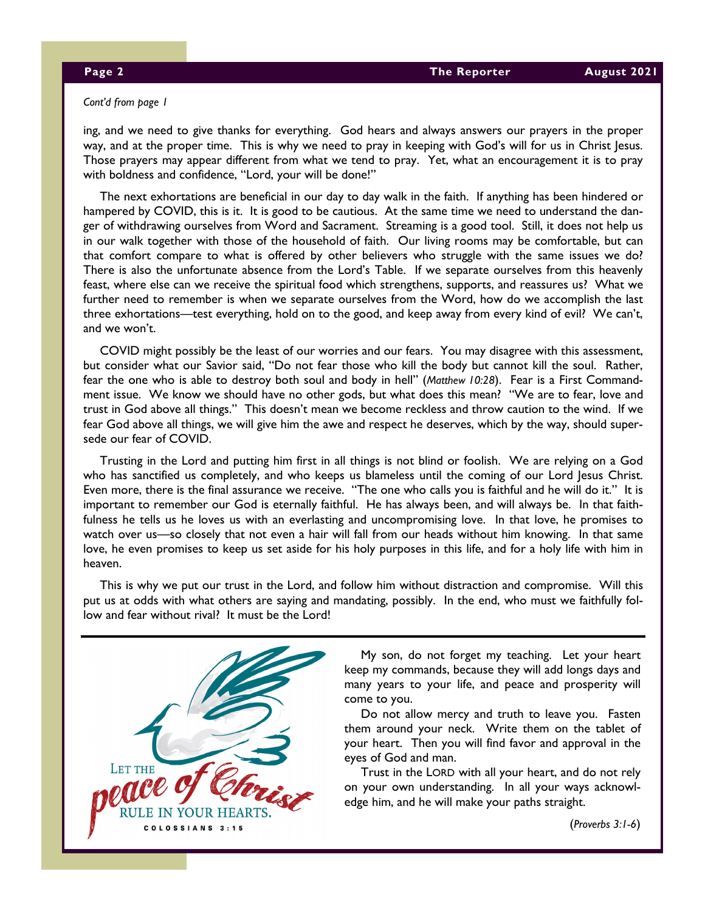*Cont'd from page 1*

ing, and we need to give thanks for everything. God hears and always answers our prayers in the proper way, and at the proper time. This is why we need to pray in keeping with God's will for us in Christ Jesus. Those prayers may appear different from what we tend to pray. Yet, what an encouragement it is to pray with boldness and confidence, "Lord, your will be done!"

The next exhortations are beneficial in our day to day walk in the faith. If anything has been hindered or hampered by COVID, this is it. It is good to be cautious. At the same time we need to understand the danger of withdrawing ourselves from Word and Sacrament. Streaming is a good tool. Still, it does not help us in our walk together with those of the household of faith. Our living rooms may be comfortable, but can that comfort compare to what is offered by other believers who struggle with the same issues we do? There is also the unfortunate absence from the Lord's Table. If we separate ourselves from this heavenly feast, where else can we receive the spiritual food which strengthens, supports, and reassures us? What we further need to remember is when we separate ourselves from the Word, how do we accomplish the last three exhortations—test everything, hold on to the good, and keep away from every kind of evil? We can't, and we won't.

COVID might possibly be the least of our worries and our fears. You may disagree with this assessment, but consider what our Savior said, "Do not fear those who kill the body but cannot kill the soul. Rather, fear the one who is able to destroy both soul and body in hell" (*Matthew 10:28*). Fear is a First Commandment issue. We know we should have no other gods, but what does this mean? "We are to fear, love and trust in God above all things." This doesn't mean we become reckless and throw caution to the wind. If we fear God above all things, we will give him the awe and respect he deserves, which by the way, should supersede our fear of COVID.

Trusting in the Lord and putting him first in all things is not blind or foolish. We are relying on a God who has sanctified us completely, and who keeps us blameless until the coming of our Lord Jesus Christ. Even more, there is the final assurance we receive. "The one who calls you is faithful and he will do it." It is important to remember our God is eternally faithful. He has always been, and will always be. In that faithfulness he tells us he loves us with an everlasting and uncompromising love. In that love, he promises to watch over us—so closely that not even a hair will fall from our heads without him knowing. In that same love, he even promises to keep us set aside for his holy purposes in this life, and for a holy life with him in heaven.

This is why we put our trust in the Lord, and follow him without distraction and compromise. Will this put us at odds with what others are saying and mandating, possibly. In the end, who must we faithfully follow and fear without rival? It must be the Lord!

---

LET THE *peace of Christ* RULE IN YOUR HEARTS.
COLOSSIANS 3:15

My son, do not forget my teaching. Let your heart keep my commands, because they will add longs days and many years to your life, and peace and prosperity will come to you.

Do not allow mercy and truth to leave you. Fasten them around your neck. Write them on the tablet of your heart. Then you will find favor and approval in the eyes of God and man.

Trust in the LORD with all your heart, and do not rely on your own understanding. In all your ways acknowledge him, and he will make your paths straight.

(*Proverbs 3:1-6*)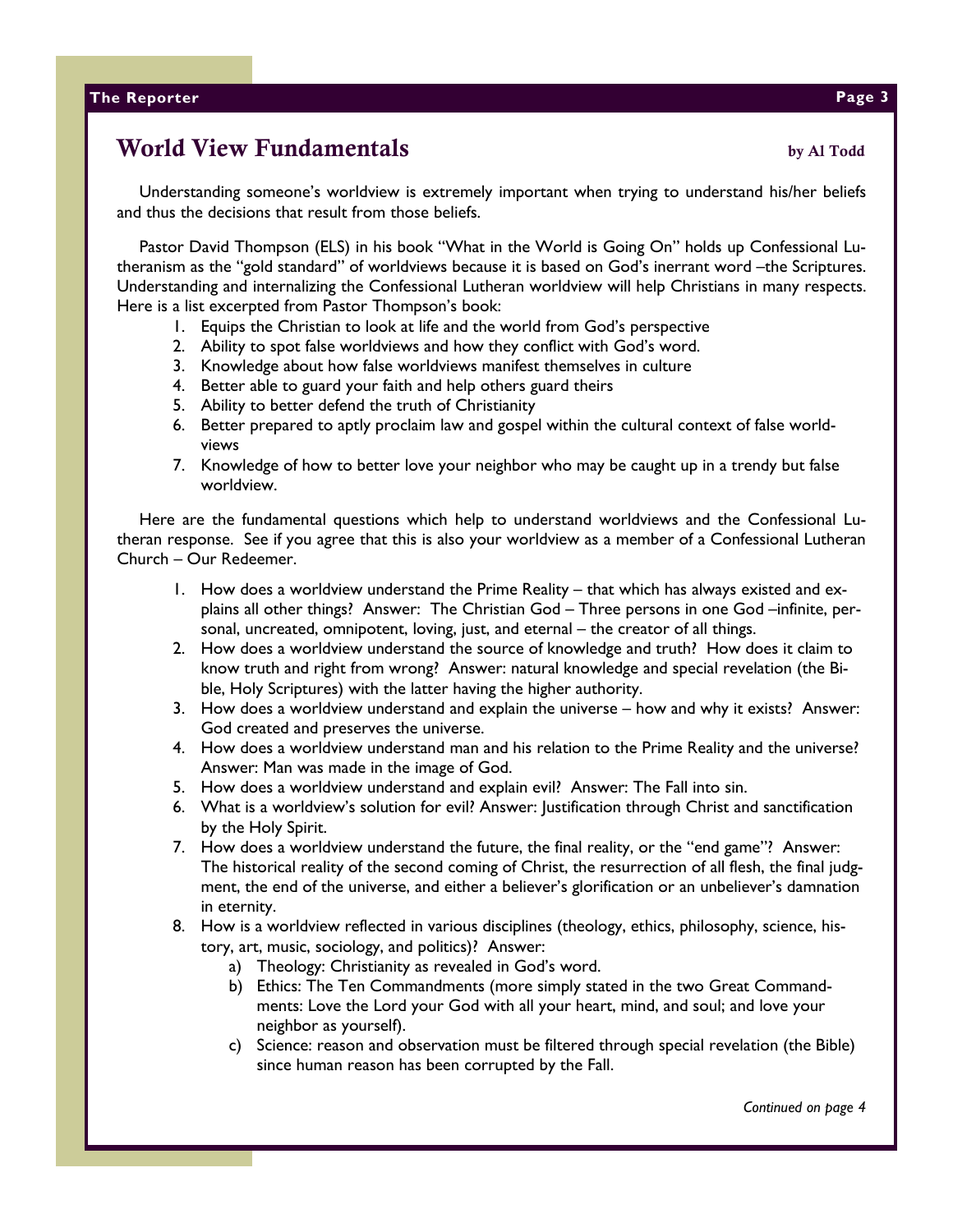## World View Fundamentals

**by Al Todd**

Understanding someone's worldview is extremely important when trying to understand his/her beliefs and thus the decisions that result from those beliefs.

Pastor David Thompson (ELS) in his book "What in the World is Going On" holds up Confessional Lutheranism as the "gold standard" of worldviews because it is based on God's inerrant word –the Scriptures. Understanding and internalizing the Confessional Lutheran worldview will help Christians in many respects. Here is a list excerpted from Pastor Thompson's book:

1. Equips the Christian to look at life and the world from God's perspective
2. Ability to spot false worldviews and how they conflict with God's word.
3. Knowledge about how false worldviews manifest themselves in culture
4. Better able to guard your faith and help others guard theirs
5. Ability to better defend the truth of Christianity
6. Better prepared to aptly proclaim law and gospel within the cultural context of false worldviews
7. Knowledge of how to better love your neighbor who may be caught up in a trendy but false worldview.

Here are the fundamental questions which help to understand worldviews and the Confessional Lutheran response. See if you agree that this is also your worldview as a member of a Confessional Lutheran Church – Our Redeemer.

1. How does a worldview understand the Prime Reality – that which has always existed and explains all other things? Answer: The Christian God – Three persons in one God –infinite, personal, uncreated, omnipotent, loving, just, and eternal – the creator of all things.
2. How does a worldview understand the source of knowledge and truth? How does it claim to know truth and right from wrong? Answer: natural knowledge and special revelation (the Bible, Holy Scriptures) with the latter having the higher authority.
3. How does a worldview understand and explain the universe – how and why it exists? Answer: God created and preserves the universe.
4. How does a worldview understand man and his relation to the Prime Reality and the universe? Answer: Man was made in the image of God.
5. How does a worldview understand and explain evil? Answer: The Fall into sin.
6. What is a worldview's solution for evil? Answer: Justification through Christ and sanctification by the Holy Spirit.
7. How does a worldview understand the future, the final reality, or the "end game"? Answer: The historical reality of the second coming of Christ, the resurrection of all flesh, the final judgment, the end of the universe, and either a believer's glorification or an unbeliever's damnation in eternity.
8. How is a worldview reflected in various disciplines (theology, ethics, philosophy, science, history, art, music, sociology, and politics)? Answer:
    a) Theology: Christianity as revealed in God's word.
    b) Ethics: The Ten Commandments (more simply stated in the two Great Commandments: Love the Lord your God with all your heart, mind, and soul; and love your neighbor as yourself).
    c) Science: reason and observation must be filtered through special revelation (the Bible) since human reason has been corrupted by the Fall.

*Continued on page 4*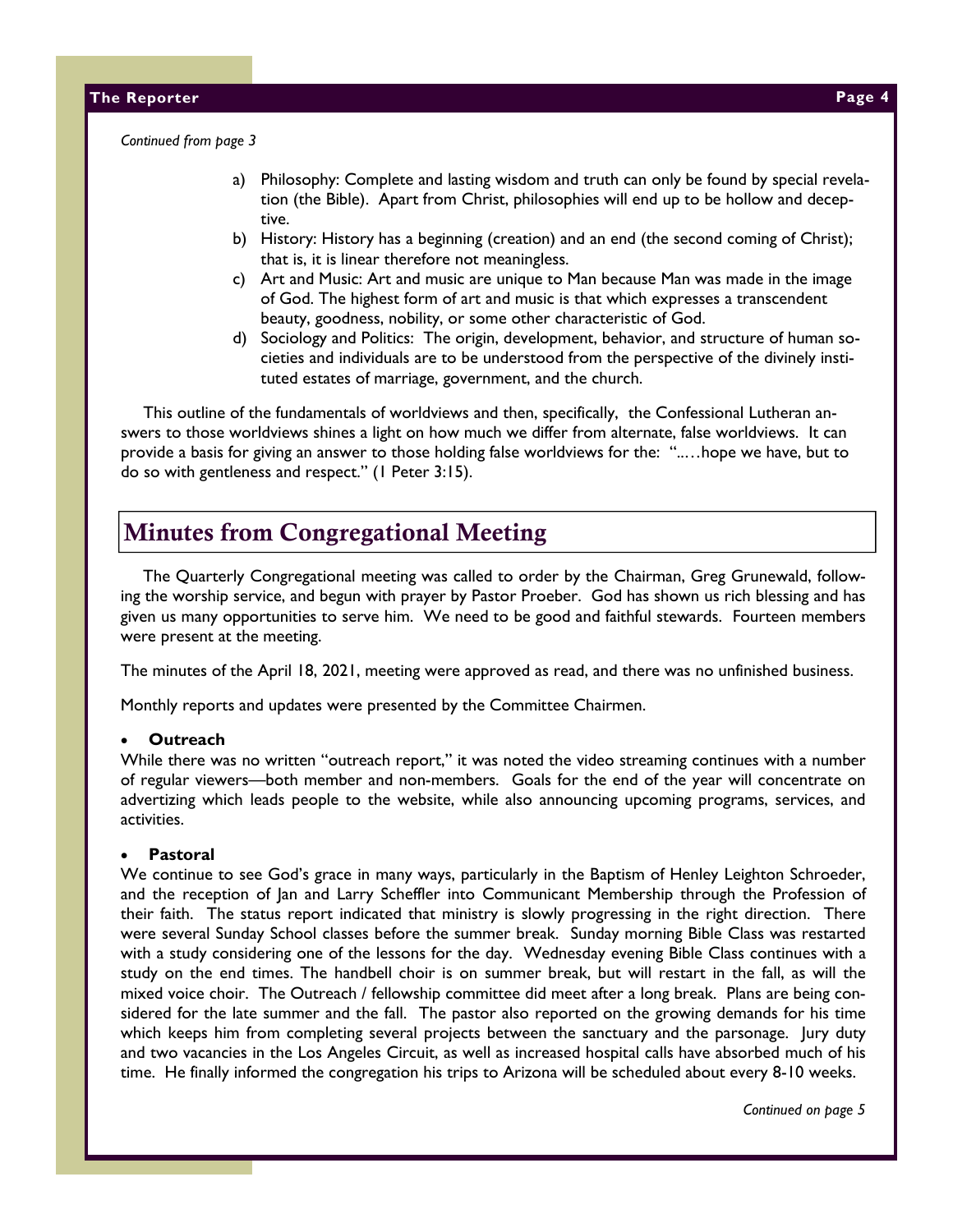*Continued from page 3*

a) Philosophy: Complete and lasting wisdom and truth can only be found by special revelation (the Bible). Apart from Christ, philosophies will end up to be hollow and deceptive.
b) History: History has a beginning (creation) and an end (the second coming of Christ); that is, it is linear therefore not meaningless.
c) Art and Music: Art and music are unique to Man because Man was made in the image of God. The highest form of art and music is that which expresses a transcendent beauty, goodness, nobility, or some other characteristic of God.
d) Sociology and Politics: The origin, development, behavior, and structure of human societies and individuals are to be understood from the perspective of the divinely instituted estates of marriage, government, and the church.

This outline of the fundamentals of worldviews and then, specifically, the Confessional Lutheran answers to those worldviews shines a light on how much we differ from alternate, false worldviews. It can provide a basis for giving an answer to those holding false worldviews for the: "..…hope we have, but to do so with gentleness and respect." (1 Peter 3:15).

## Minutes from Congregational Meeting

The Quarterly Congregational meeting was called to order by the Chairman, Greg Grunewald, following the worship service, and begun with prayer by Pastor Proeber. God has shown us rich blessing and has given us many opportunities to serve him. We need to be good and faithful stewards. Fourteen members were present at the meeting.

The minutes of the April 18, 2021, meeting were approved as read, and there was no unfinished business.

Monthly reports and updates were presented by the Committee Chairmen.

- **Outreach**

While there was no written "outreach report," it was noted the video streaming continues with a number of regular viewers—both member and non-members. Goals for the end of the year will concentrate on advertizing which leads people to the website, while also announcing upcoming programs, services, and activities.

- **Pastoral**

We continue to see God's grace in many ways, particularly in the Baptism of Henley Leighton Schroeder, and the reception of Jan and Larry Scheffler into Communicant Membership through the Profession of their faith. The status report indicated that ministry is slowly progressing in the right direction. There were several Sunday School classes before the summer break. Sunday morning Bible Class was restarted with a study considering one of the lessons for the day. Wednesday evening Bible Class continues with a study on the end times. The handbell choir is on summer break, but will restart in the fall, as will the mixed voice choir. The Outreach / fellowship committee did meet after a long break. Plans are being considered for the late summer and the fall. The pastor also reported on the growing demands for his time which keeps him from completing several projects between the sanctuary and the parsonage. Jury duty and two vacancies in the Los Angeles Circuit, as well as increased hospital calls have absorbed much of his time. He finally informed the congregation his trips to Arizona will be scheduled about every 8-10 weeks.

*Continued on page 5*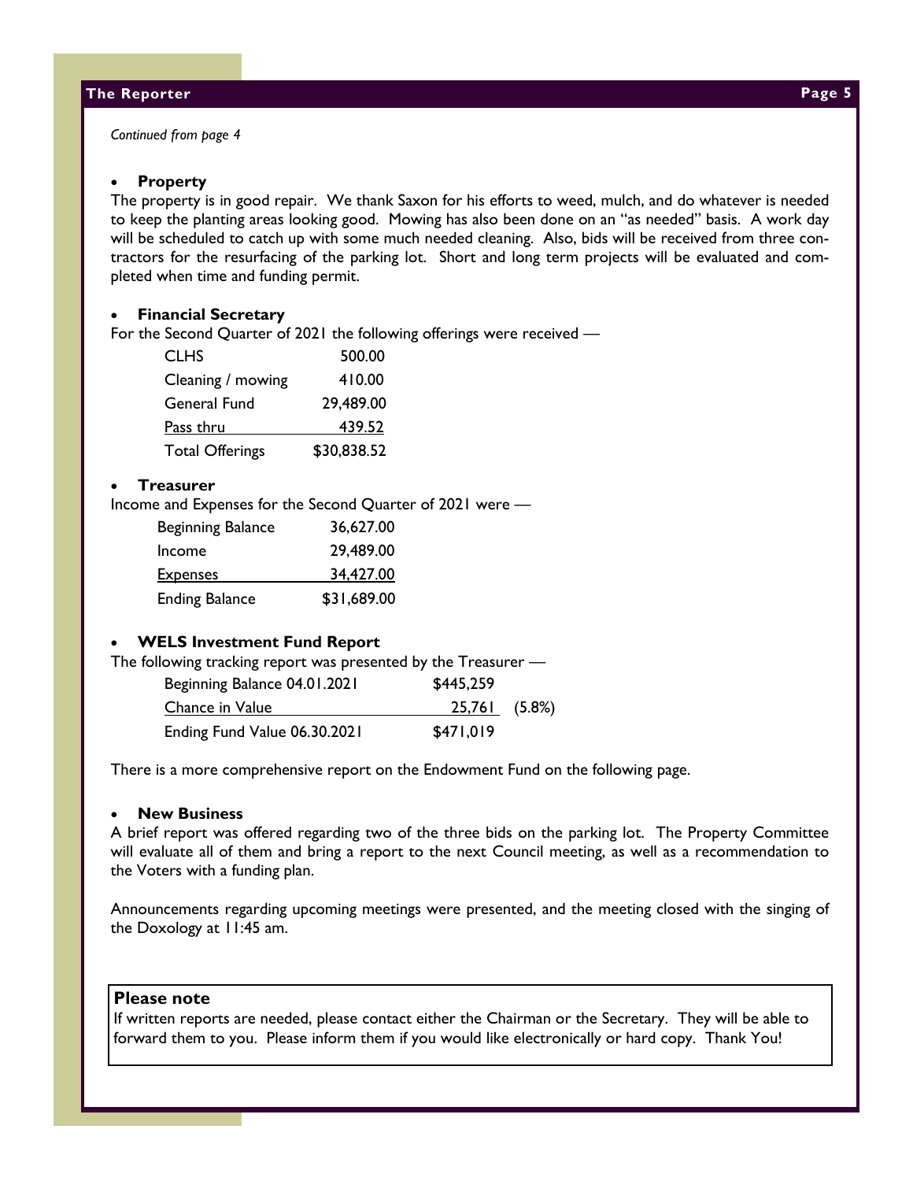*Continued from page 4*

- **Property**

The property is in good repair. We thank Saxon for his efforts to weed, mulch, and do whatever is needed to keep the planting areas looking good. Mowing has also been done on an "as needed" basis. A work day will be scheduled to catch up with some much needed cleaning. Also, bids will be received from three contractors for the resurfacing of the parking lot. Short and long term projects will be evaluated and completed when time and funding permit.

- **Financial Secretary**

For the Second Quarter of 2021 the following offerings were received —

| | |
|---|---|
| CLHS | 500.00 |
| Cleaning / mowing | 410.00 |
| General Fund | 29,489.00 |
| Pass thru | 439.52 |
| Total Offerings | $30,838.52 |

- **Treasurer**

Income and Expenses for the Second Quarter of 2021 were —

| | |
|---|---|
| Beginning Balance | 36,627.00 |
| Income | 29,489.00 |
| Expenses | 34,427.00 |
| Ending Balance | $31,689.00 |

- **WELS Investment Fund Report**

The following tracking report was presented by the Treasurer —

| | | |
|---|---|---|
| Beginning Balance 04.01.2021 | $445,259 | |
| Chance in Value | 25,761 | (5.8%) |
| Ending Fund Value 06.30.2021 | $471,019 | |

There is a more comprehensive report on the Endowment Fund on the following page.

- **New Business**

A brief report was offered regarding two of the three bids on the parking lot. The Property Committee will evaluate all of them and bring a report to the next Council meeting, as well as a recommendation to the Voters with a funding plan.

Announcements regarding upcoming meetings were presented, and the meeting closed with the singing of the Doxology at 11:45 am.

**Please note**

If written reports are needed, please contact either the Chairman or the Secretary. They will be able to forward them to you. Please inform them if you would like electronically or hard copy. Thank You!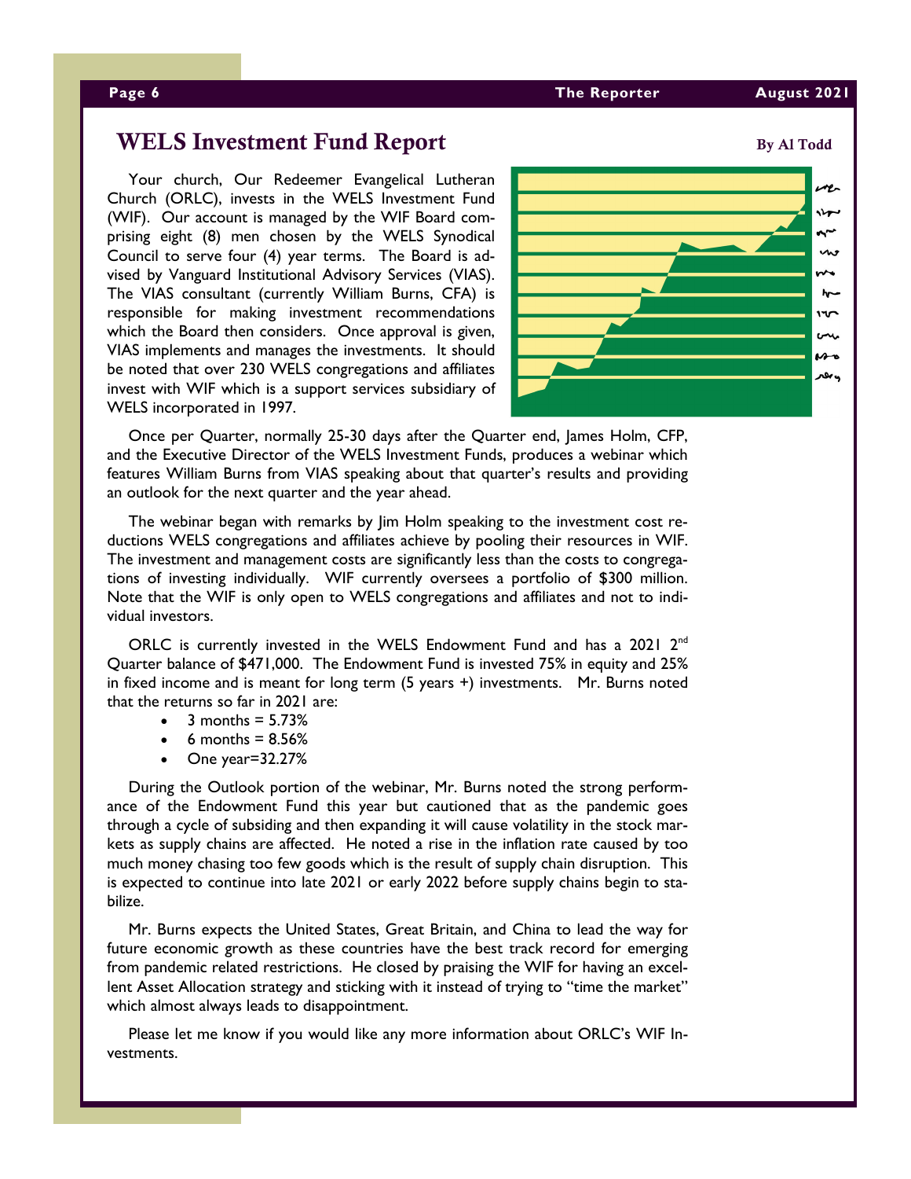## WELS Investment Fund Report

**By Al Todd**

Your church, Our Redeemer Evangelical Lutheran Church (ORLC), invests in the WELS Investment Fund (WIF). Our account is managed by the WIF Board comprising eight (8) men chosen by the WELS Synodical Council to serve four (4) year terms. The Board is advised by Vanguard Institutional Advisory Services (VIAS). The VIAS consultant (currently William Burns, CFA) is responsible for making investment recommendations which the Board then considers. Once approval is given, VIAS implements and manages the investments. It should be noted that over 230 WELS congregations and affiliates invest with WIF which is a support services subsidiary of WELS incorporated in 1997.

Once per Quarter, normally 25-30 days after the Quarter end, James Holm, CFP, and the Executive Director of the WELS Investment Funds, produces a webinar which features William Burns from VIAS speaking about that quarter's results and providing an outlook for the next quarter and the year ahead.

The webinar began with remarks by Jim Holm speaking to the investment cost reductions WELS congregations and affiliates achieve by pooling their resources in WIF. The investment and management costs are significantly less than the costs to congregations of investing individually. WIF currently oversees a portfolio of $300 million. Note that the WIF is only open to WELS congregations and affiliates and not to individual investors.

ORLC is currently invested in the WELS Endowment Fund and has a 2021 2nd Quarter balance of $471,000. The Endowment Fund is invested 75% in equity and 25% in fixed income and is meant for long term (5 years +) investments. Mr. Burns noted that the returns so far in 2021 are:

- 3 months = 5.73%
- 6 months = 8.56%
- One year=32.27%

During the Outlook portion of the webinar, Mr. Burns noted the strong performance of the Endowment Fund this year but cautioned that as the pandemic goes through a cycle of subsiding and then expanding it will cause volatility in the stock markets as supply chains are affected. He noted a rise in the inflation rate caused by too much money chasing too few goods which is the result of supply chain disruption. This is expected to continue into late 2021 or early 2022 before supply chains begin to stabilize.

Mr. Burns expects the United States, Great Britain, and China to lead the way for future economic growth as these countries have the best track record for emerging from pandemic related restrictions. He closed by praising the WIF for having an excellent Asset Allocation strategy and sticking with it instead of trying to "time the market" which almost always leads to disappointment.

Please let me know if you would like any more information about ORLC's WIF Investments.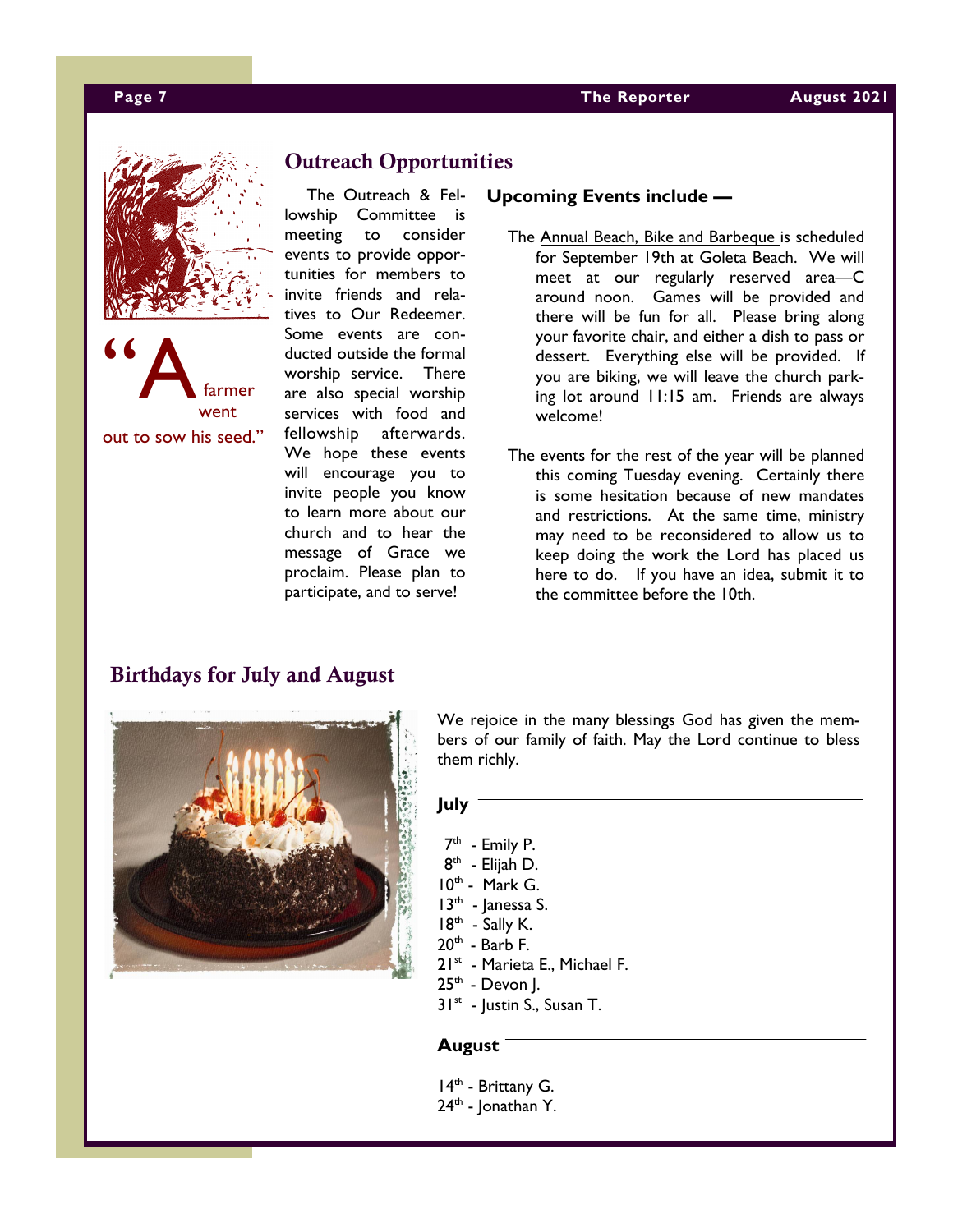"A farmer went out to sow his seed."

## Outreach Opportunities

The Outreach & Fellowship Committee is meeting to consider events to provide opportunities for members to invite friends and relatives to Our Redeemer. Some events are conducted outside the formal worship service. There are also special worship services with food and fellowship afterwards. We hope these events will encourage you to invite people you know to learn more about our church and to hear the message of Grace we proclaim. Please plan to participate, and to serve!

**Upcoming Events include —**

The Annual Beach, Bike and Barbeque is scheduled for September 19th at Goleta Beach. We will meet at our regularly reserved area—C around noon. Games will be provided and there will be fun for all. Please bring along your favorite chair, and either a dish to pass or dessert. Everything else will be provided. If you are biking, we will leave the church parking lot around 11:15 am. Friends are always welcome!

The events for the rest of the year will be planned this coming Tuesday evening. Certainly there is some hesitation because of new mandates and restrictions. At the same time, ministry may need to be reconsidered to allow us to keep doing the work the Lord has placed us here to do. If you have an idea, submit it to the committee before the 10th.

---

## Birthdays for July and August

We rejoice in the many blessings God has given the members of our family of faith. May the Lord continue to bless them richly.

**July**

7th - Emily P.
8th - Elijah D.
10th - Mark G.
13th - Janessa S.
18th - Sally K.
20th - Barb F.
21st - Marieta E., Michael F.
25th - Devon J.
31st - Justin S., Susan T.

**August**

14th - Brittany G.
24th - Jonathan Y.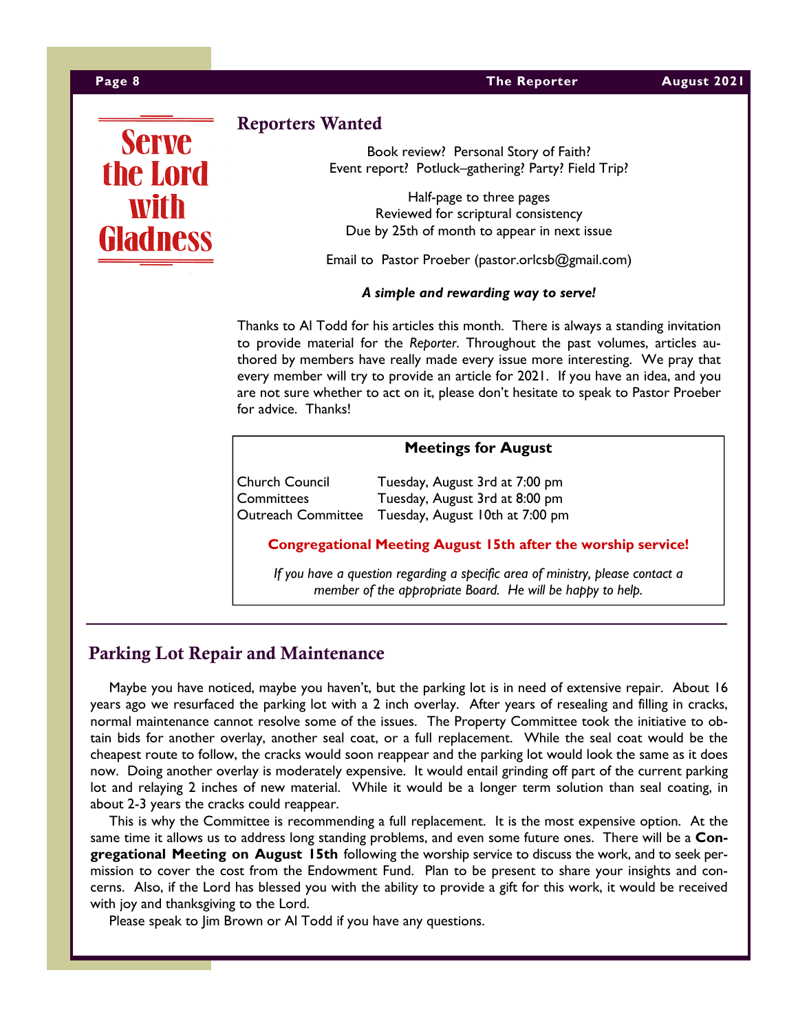**Serve the Lord with Gladness**

## Reporters Wanted

Book review? Personal Story of Faith?
Event report? Potluck–gathering? Party? Field Trip?

Half-page to three pages
Reviewed for scriptural consistency
Due by 25th of month to appear in next issue

Email to Pastor Proeber (pastor.orlcsb@gmail.com)

***A simple and rewarding way to serve!***

Thanks to Al Todd for his articles this month. There is always a standing invitation to provide material for the *Reporter*. Throughout the past volumes, articles authored by members have really made every issue more interesting. We pray that every member will try to provide an article for 2021. If you have an idea, and you are not sure whether to act on it, please don't hesitate to speak to Pastor Proeber for advice. Thanks!

### Meetings for August

| | |
|---|---|
| Church Council | Tuesday, August 3rd at 7:00 pm |
| Committees | Tuesday, August 3rd at 8:00 pm |
| Outreach Committee | Tuesday, August 10th at 7:00 pm |

**Congregational Meeting August 15th after the worship service!**

*If you have a question regarding a specific area of ministry, please contact a member of the appropriate Board. He will be happy to help.*

## Parking Lot Repair and Maintenance

Maybe you have noticed, maybe you haven't, but the parking lot is in need of extensive repair. About 16 years ago we resurfaced the parking lot with a 2 inch overlay. After years of resealing and filling in cracks, normal maintenance cannot resolve some of the issues. The Property Committee took the initiative to obtain bids for another overlay, another seal coat, or a full replacement. While the seal coat would be the cheapest route to follow, the cracks would soon reappear and the parking lot would look the same as it does now. Doing another overlay is moderately expensive. It would entail grinding off part of the current parking lot and relaying 2 inches of new material. While it would be a longer term solution than seal coating, in about 2-3 years the cracks could reappear.

This is why the Committee is recommending a full replacement. It is the most expensive option. At the same time it allows us to address long standing problems, and even some future ones. There will be a **Congregational Meeting on August 15th** following the worship service to discuss the work, and to seek permission to cover the cost from the Endowment Fund. Plan to be present to share your insights and concerns. Also, if the Lord has blessed you with the ability to provide a gift for this work, it would be received with joy and thanksgiving to the Lord.

Please speak to Jim Brown or Al Todd if you have any questions.